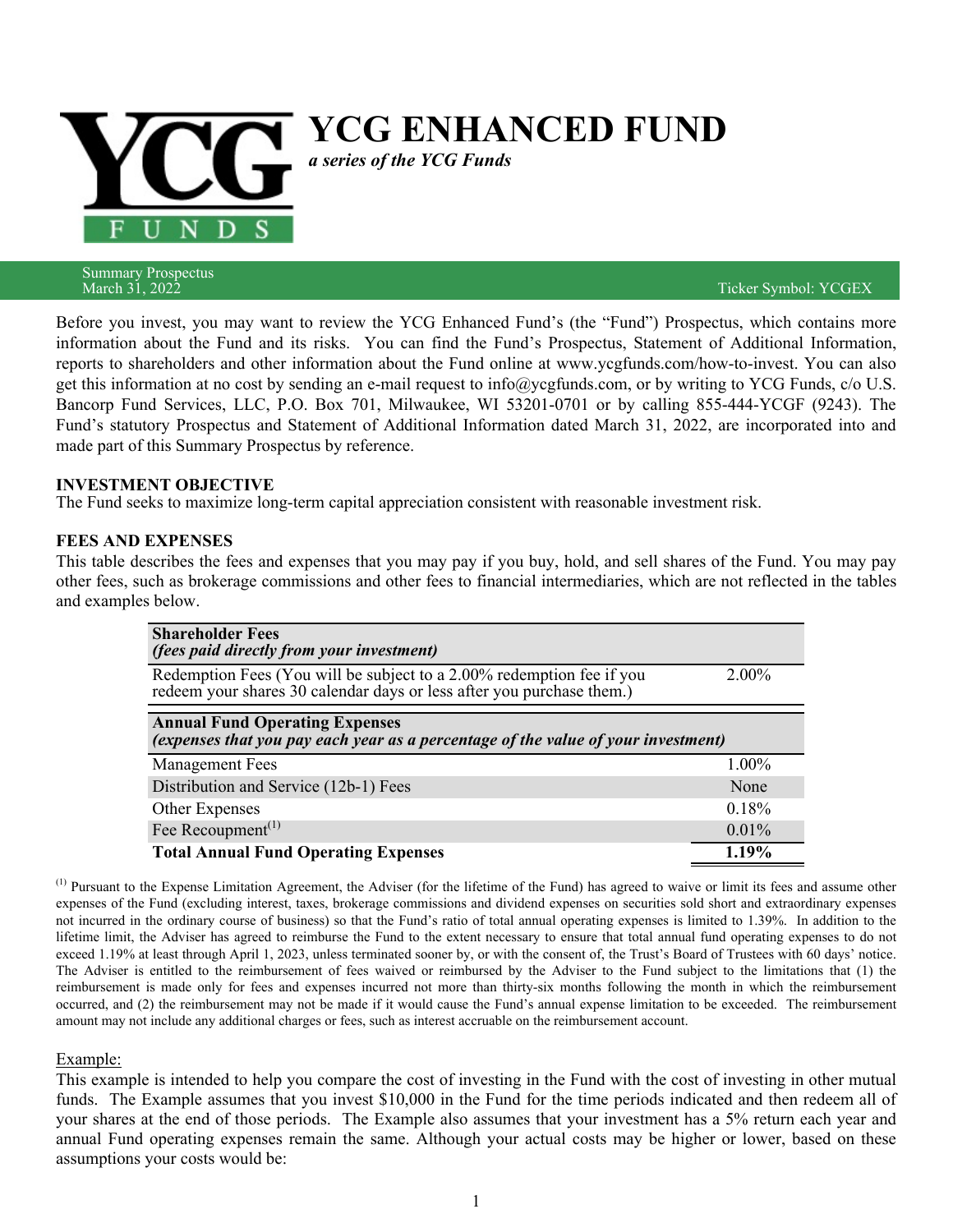# YCG ENHANCED FUND

*a series of the YCG Funds*

Summary Prospectus
March 31, 2022

Ticker Symbol: YCGEX

Before you invest, you may want to review the YCG Enhanced Fund's (the "Fund") Prospectus, which contains more information about the Fund and its risks. You can find the Fund's Prospectus, Statement of Additional Information, reports to shareholders and other information about the Fund online at www.ycgfunds.com/how-to-invest. You can also get this information at no cost by sending an e-mail request to info@ycgfunds.com, or by writing to YCG Funds, c/o U.S. Bancorp Fund Services, LLC, P.O. Box 701, Milwaukee, WI 53201-0701 or by calling 855-444-YCGF (9243). The Fund's statutory Prospectus and Statement of Additional Information dated March 31, 2022, are incorporated into and made part of this Summary Prospectus by reference.

## INVESTMENT OBJECTIVE

The Fund seeks to maximize long-term capital appreciation consistent with reasonable investment risk.

## FEES AND EXPENSES

This table describes the fees and expenses that you may pay if you buy, hold, and sell shares of the Fund. You may pay other fees, such as brokerage commissions and other fees to financial intermediaries, which are not reflected in the tables and examples below.

| **Shareholder Fees** *(fees paid directly from your investment)* | |
|---|---|
| Redemption Fees (You will be subject to a 2.00% redemption fee if you redeem your shares 30 calendar days or less after you purchase them.) | 2.00% |
| **Annual Fund Operating Expenses** *(expenses that you pay each year as a percentage of the value of your investment)* | |
| Management Fees | 1.00% |
| Distribution and Service (12b-1) Fees | None |
| Other Expenses | 0.18% |
| Fee Recoupment[(1)] | 0.01% |
| **Total Annual Fund Operating Expenses** | **1.19%** |

[(1)] Pursuant to the Expense Limitation Agreement, the Adviser (for the lifetime of the Fund) has agreed to waive or limit its fees and assume other expenses of the Fund (excluding interest, taxes, brokerage commissions and dividend expenses on securities sold short and extraordinary expenses not incurred in the ordinary course of business) so that the Fund's ratio of total annual operating expenses is limited to 1.39%. In addition to the lifetime limit, the Adviser has agreed to reimburse the Fund to the extent necessary to ensure that total annual fund operating expenses to do not exceed 1.19% at least through April 1, 2023, unless terminated sooner by, or with the consent of, the Trust's Board of Trustees with 60 days' notice. The Adviser is entitled to the reimbursement of fees waived or reimbursed by the Adviser to the Fund subject to the limitations that (1) the reimbursement is made only for fees and expenses incurred not more than thirty-six months following the month in which the reimbursement occurred, and (2) the reimbursement may not be made if it would cause the Fund's annual expense limitation to be exceeded. The reimbursement amount may not include any additional charges or fees, such as interest accruable on the reimbursement account.

Example:

This example is intended to help you compare the cost of investing in the Fund with the cost of investing in other mutual funds. The Example assumes that you invest $10,000 in the Fund for the time periods indicated and then redeem all of your shares at the end of those periods. The Example also assumes that your investment has a 5% return each year and annual Fund operating expenses remain the same. Although your actual costs may be higher or lower, based on these assumptions your costs would be: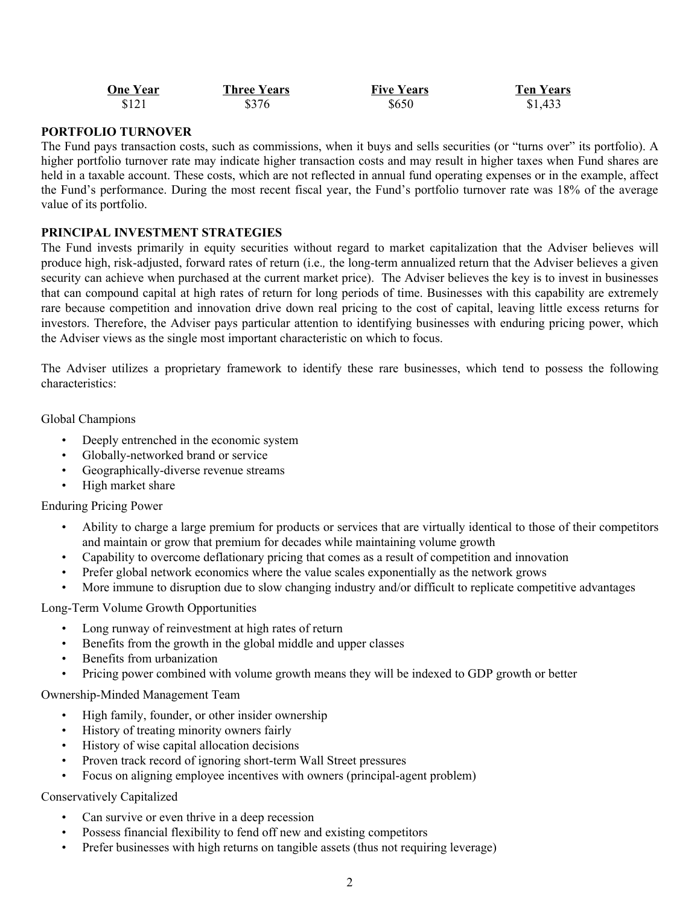| One Year | Three Years | Five Years | Ten Years |
| --- | --- | --- | --- |
| $121 | $376 | $650 | $1,433 |

**PORTFOLIO TURNOVER**

The Fund pays transaction costs, such as commissions, when it buys and sells securities (or "turns over" its portfolio). A higher portfolio turnover rate may indicate higher transaction costs and may result in higher taxes when Fund shares are held in a taxable account. These costs, which are not reflected in annual fund operating expenses or in the example, affect the Fund's performance. During the most recent fiscal year, the Fund's portfolio turnover rate was 18% of the average value of its portfolio.

**PRINCIPAL INVESTMENT STRATEGIES**

The Fund invests primarily in equity securities without regard to market capitalization that the Adviser believes will produce high, risk-adjusted, forward rates of return (i.e., the long-term annualized return that the Adviser believes a given security can achieve when purchased at the current market price). The Adviser believes the key is to invest in businesses that can compound capital at high rates of return for long periods of time. Businesses with this capability are extremely rare because competition and innovation drive down real pricing to the cost of capital, leaving little excess returns for investors. Therefore, the Adviser pays particular attention to identifying businesses with enduring pricing power, which the Adviser views as the single most important characteristic on which to focus.

The Adviser utilizes a proprietary framework to identify these rare businesses, which tend to possess the following characteristics:

Global Champions

- Deeply entrenched in the economic system
- Globally-networked brand or service
- Geographically-diverse revenue streams
- High market share

Enduring Pricing Power

- Ability to charge a large premium for products or services that are virtually identical to those of their competitors and maintain or grow that premium for decades while maintaining volume growth
- Capability to overcome deflationary pricing that comes as a result of competition and innovation
- Prefer global network economics where the value scales exponentially as the network grows
- More immune to disruption due to slow changing industry and/or difficult to replicate competitive advantages

Long-Term Volume Growth Opportunities

- Long runway of reinvestment at high rates of return
- Benefits from the growth in the global middle and upper classes
- Benefits from urbanization
- Pricing power combined with volume growth means they will be indexed to GDP growth or better

Ownership-Minded Management Team

- High family, founder, or other insider ownership
- History of treating minority owners fairly
- History of wise capital allocation decisions
- Proven track record of ignoring short-term Wall Street pressures
- Focus on aligning employee incentives with owners (principal-agent problem)

Conservatively Capitalized

- Can survive or even thrive in a deep recession
- Possess financial flexibility to fend off new and existing competitors
- Prefer businesses with high returns on tangible assets (thus not requiring leverage)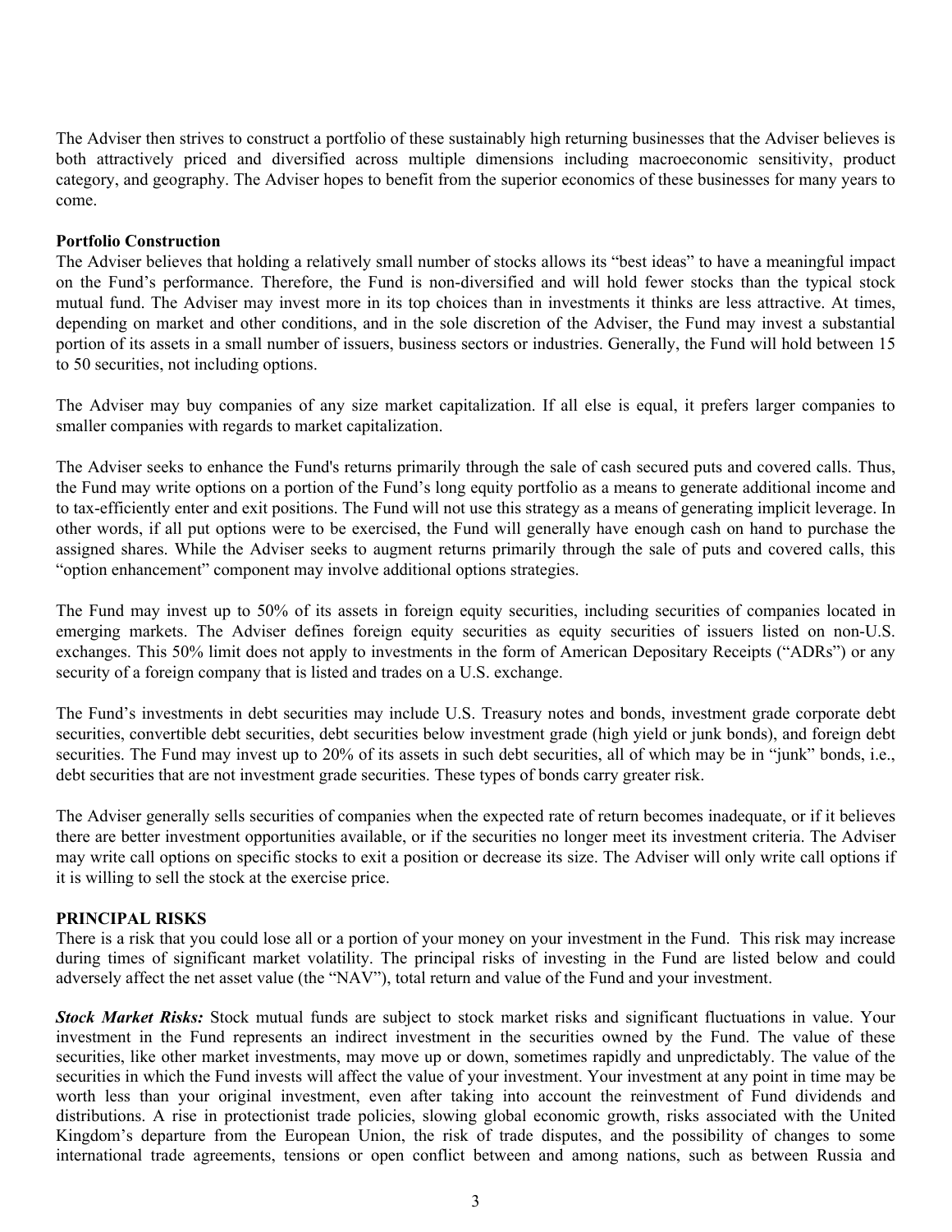The Adviser then strives to construct a portfolio of these sustainably high returning businesses that the Adviser believes is both attractively priced and diversified across multiple dimensions including macroeconomic sensitivity, product category, and geography. The Adviser hopes to benefit from the superior economics of these businesses for many years to come.

**Portfolio Construction**

The Adviser believes that holding a relatively small number of stocks allows its "best ideas" to have a meaningful impact on the Fund's performance. Therefore, the Fund is non-diversified and will hold fewer stocks than the typical stock mutual fund. The Adviser may invest more in its top choices than in investments it thinks are less attractive. At times, depending on market and other conditions, and in the sole discretion of the Adviser, the Fund may invest a substantial portion of its assets in a small number of issuers, business sectors or industries. Generally, the Fund will hold between 15 to 50 securities, not including options.

The Adviser may buy companies of any size market capitalization. If all else is equal, it prefers larger companies to smaller companies with regards to market capitalization.

The Adviser seeks to enhance the Fund's returns primarily through the sale of cash secured puts and covered calls. Thus, the Fund may write options on a portion of the Fund's long equity portfolio as a means to generate additional income and to tax-efficiently enter and exit positions. The Fund will not use this strategy as a means of generating implicit leverage. In other words, if all put options were to be exercised, the Fund will generally have enough cash on hand to purchase the assigned shares. While the Adviser seeks to augment returns primarily through the sale of puts and covered calls, this "option enhancement" component may involve additional options strategies.

The Fund may invest up to 50% of its assets in foreign equity securities, including securities of companies located in emerging markets. The Adviser defines foreign equity securities as equity securities of issuers listed on non-U.S. exchanges. This 50% limit does not apply to investments in the form of American Depositary Receipts ("ADRs") or any security of a foreign company that is listed and trades on a U.S. exchange.

The Fund's investments in debt securities may include U.S. Treasury notes and bonds, investment grade corporate debt securities, convertible debt securities, debt securities below investment grade (high yield or junk bonds), and foreign debt securities. The Fund may invest up to 20% of its assets in such debt securities, all of which may be in "junk" bonds, i.e., debt securities that are not investment grade securities. These types of bonds carry greater risk.

The Adviser generally sells securities of companies when the expected rate of return becomes inadequate, or if it believes there are better investment opportunities available, or if the securities no longer meet its investment criteria. The Adviser may write call options on specific stocks to exit a position or decrease its size. The Adviser will only write call options if it is willing to sell the stock at the exercise price.

**PRINCIPAL RISKS**

There is a risk that you could lose all or a portion of your money on your investment in the Fund. This risk may increase during times of significant market volatility. The principal risks of investing in the Fund are listed below and could adversely affect the net asset value (the "NAV"), total return and value of the Fund and your investment.

***Stock Market Risks:*** Stock mutual funds are subject to stock market risks and significant fluctuations in value. Your investment in the Fund represents an indirect investment in the securities owned by the Fund. The value of these securities, like other market investments, may move up or down, sometimes rapidly and unpredictably. The value of the securities in which the Fund invests will affect the value of your investment. Your investment at any point in time may be worth less than your original investment, even after taking into account the reinvestment of Fund dividends and distributions. A rise in protectionist trade policies, slowing global economic growth, risks associated with the United Kingdom's departure from the European Union, the risk of trade disputes, and the possibility of changes to some international trade agreements, tensions or open conflict between and among nations, such as between Russia and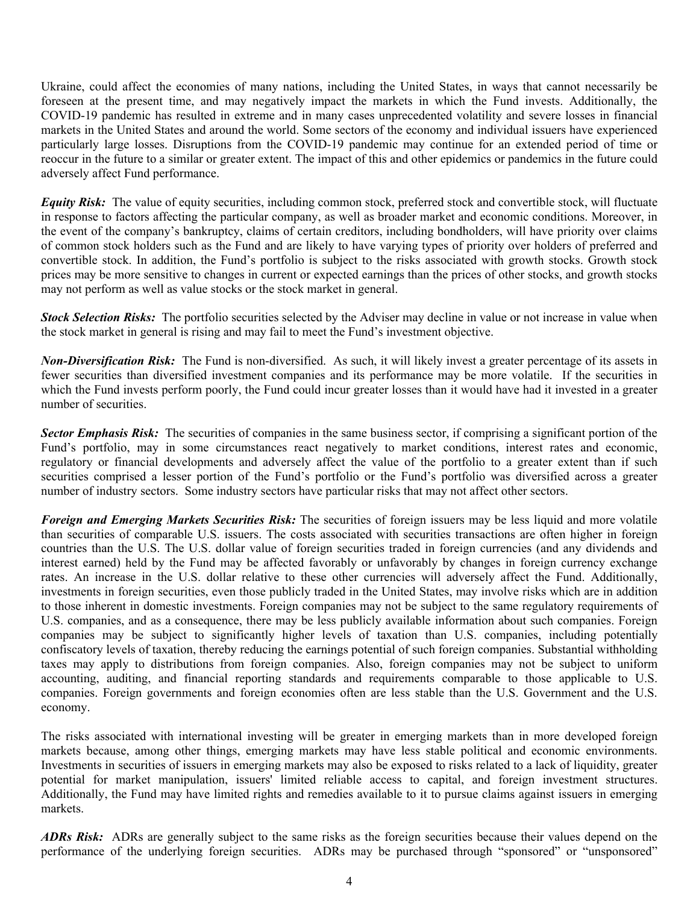Ukraine, could affect the economies of many nations, including the United States, in ways that cannot necessarily be foreseen at the present time, and may negatively impact the markets in which the Fund invests. Additionally, the COVID-19 pandemic has resulted in extreme and in many cases unprecedented volatility and severe losses in financial markets in the United States and around the world. Some sectors of the economy and individual issuers have experienced particularly large losses. Disruptions from the COVID-19 pandemic may continue for an extended period of time or reoccur in the future to a similar or greater extent. The impact of this and other epidemics or pandemics in the future could adversely affect Fund performance.

***Equity Risk:*** The value of equity securities, including common stock, preferred stock and convertible stock, will fluctuate in response to factors affecting the particular company, as well as broader market and economic conditions. Moreover, in the event of the company's bankruptcy, claims of certain creditors, including bondholders, will have priority over claims of common stock holders such as the Fund and are likely to have varying types of priority over holders of preferred and convertible stock. In addition, the Fund's portfolio is subject to the risks associated with growth stocks. Growth stock prices may be more sensitive to changes in current or expected earnings than the prices of other stocks, and growth stocks may not perform as well as value stocks or the stock market in general.

***Stock Selection Risks:*** The portfolio securities selected by the Adviser may decline in value or not increase in value when the stock market in general is rising and may fail to meet the Fund's investment objective.

***Non-Diversification Risk:*** The Fund is non-diversified. As such, it will likely invest a greater percentage of its assets in fewer securities than diversified investment companies and its performance may be more volatile. If the securities in which the Fund invests perform poorly, the Fund could incur greater losses than it would have had it invested in a greater number of securities.

***Sector Emphasis Risk:*** The securities of companies in the same business sector, if comprising a significant portion of the Fund's portfolio, may in some circumstances react negatively to market conditions, interest rates and economic, regulatory or financial developments and adversely affect the value of the portfolio to a greater extent than if such securities comprised a lesser portion of the Fund's portfolio or the Fund's portfolio was diversified across a greater number of industry sectors. Some industry sectors have particular risks that may not affect other sectors.

***Foreign and Emerging Markets Securities Risk:*** The securities of foreign issuers may be less liquid and more volatile than securities of comparable U.S. issuers. The costs associated with securities transactions are often higher in foreign countries than the U.S. The U.S. dollar value of foreign securities traded in foreign currencies (and any dividends and interest earned) held by the Fund may be affected favorably or unfavorably by changes in foreign currency exchange rates. An increase in the U.S. dollar relative to these other currencies will adversely affect the Fund. Additionally, investments in foreign securities, even those publicly traded in the United States, may involve risks which are in addition to those inherent in domestic investments. Foreign companies may not be subject to the same regulatory requirements of U.S. companies, and as a consequence, there may be less publicly available information about such companies. Foreign companies may be subject to significantly higher levels of taxation than U.S. companies, including potentially confiscatory levels of taxation, thereby reducing the earnings potential of such foreign companies. Substantial withholding taxes may apply to distributions from foreign companies. Also, foreign companies may not be subject to uniform accounting, auditing, and financial reporting standards and requirements comparable to those applicable to U.S. companies. Foreign governments and foreign economies often are less stable than the U.S. Government and the U.S. economy.

The risks associated with international investing will be greater in emerging markets than in more developed foreign markets because, among other things, emerging markets may have less stable political and economic environments. Investments in securities of issuers in emerging markets may also be exposed to risks related to a lack of liquidity, greater potential for market manipulation, issuers' limited reliable access to capital, and foreign investment structures. Additionally, the Fund may have limited rights and remedies available to it to pursue claims against issuers in emerging markets.

***ADRs Risk:*** ADRs are generally subject to the same risks as the foreign securities because their values depend on the performance of the underlying foreign securities. ADRs may be purchased through "sponsored" or "unsponsored"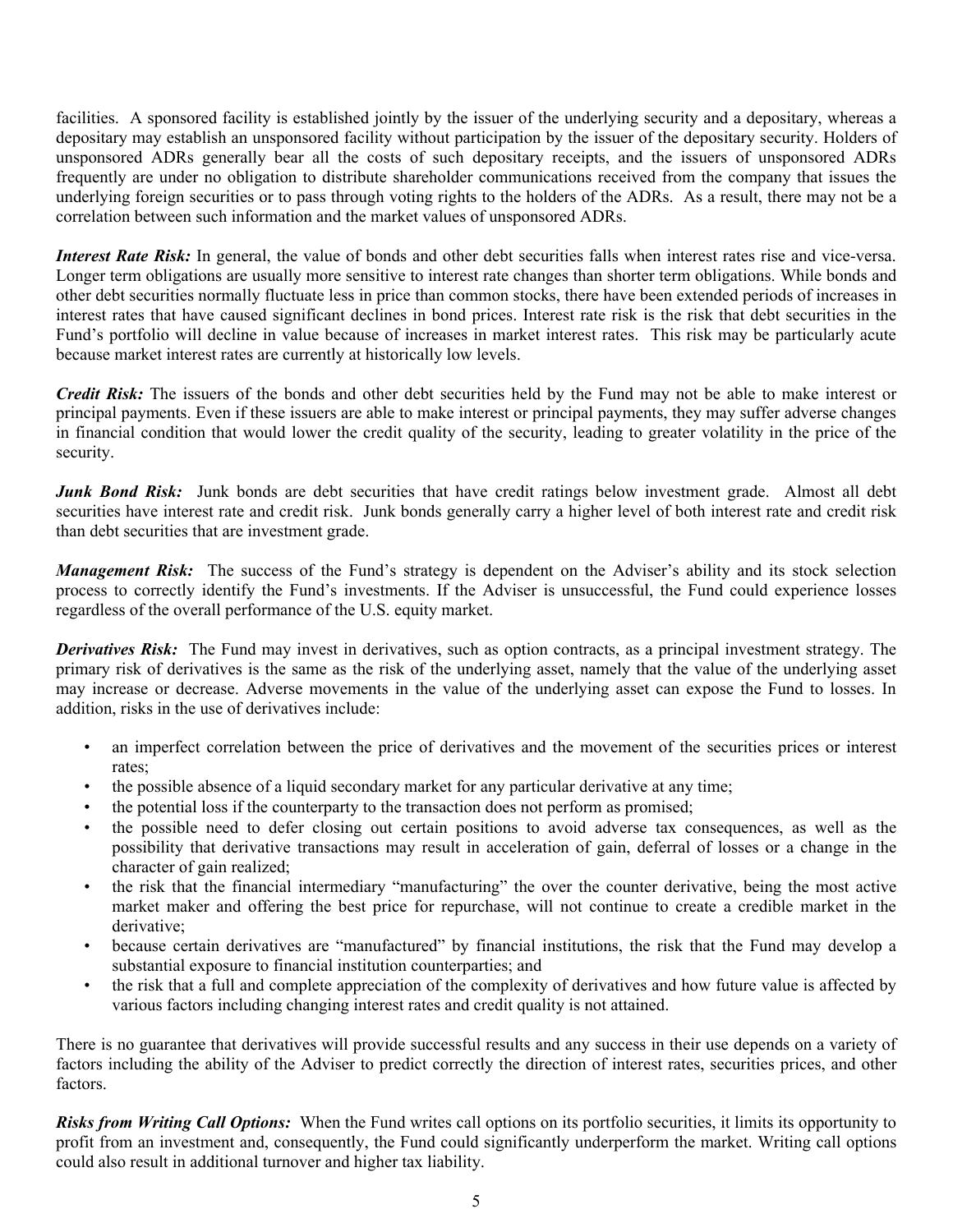facilities. A sponsored facility is established jointly by the issuer of the underlying security and a depositary, whereas a depositary may establish an unsponsored facility without participation by the issuer of the depositary security. Holders of unsponsored ADRs generally bear all the costs of such depositary receipts, and the issuers of unsponsored ADRs frequently are under no obligation to distribute shareholder communications received from the company that issues the underlying foreign securities or to pass through voting rights to the holders of the ADRs. As a result, there may not be a correlation between such information and the market values of unsponsored ADRs.

***Interest Rate Risk:*** In general, the value of bonds and other debt securities falls when interest rates rise and vice-versa. Longer term obligations are usually more sensitive to interest rate changes than shorter term obligations. While bonds and other debt securities normally fluctuate less in price than common stocks, there have been extended periods of increases in interest rates that have caused significant declines in bond prices. Interest rate risk is the risk that debt securities in the Fund's portfolio will decline in value because of increases in market interest rates. This risk may be particularly acute because market interest rates are currently at historically low levels.

***Credit Risk:*** The issuers of the bonds and other debt securities held by the Fund may not be able to make interest or principal payments. Even if these issuers are able to make interest or principal payments, they may suffer adverse changes in financial condition that would lower the credit quality of the security, leading to greater volatility in the price of the security.

***Junk Bond Risk:*** Junk bonds are debt securities that have credit ratings below investment grade. Almost all debt securities have interest rate and credit risk. Junk bonds generally carry a higher level of both interest rate and credit risk than debt securities that are investment grade.

***Management Risk:*** The success of the Fund's strategy is dependent on the Adviser's ability and its stock selection process to correctly identify the Fund's investments. If the Adviser is unsuccessful, the Fund could experience losses regardless of the overall performance of the U.S. equity market.

***Derivatives Risk:*** The Fund may invest in derivatives, such as option contracts, as a principal investment strategy. The primary risk of derivatives is the same as the risk of the underlying asset, namely that the value of the underlying asset may increase or decrease. Adverse movements in the value of the underlying asset can expose the Fund to losses. In addition, risks in the use of derivatives include:

- an imperfect correlation between the price of derivatives and the movement of the securities prices or interest rates;
- the possible absence of a liquid secondary market for any particular derivative at any time;
- the potential loss if the counterparty to the transaction does not perform as promised;
- the possible need to defer closing out certain positions to avoid adverse tax consequences, as well as the possibility that derivative transactions may result in acceleration of gain, deferral of losses or a change in the character of gain realized;
- the risk that the financial intermediary "manufacturing" the over the counter derivative, being the most active market maker and offering the best price for repurchase, will not continue to create a credible market in the derivative;
- because certain derivatives are "manufactured" by financial institutions, the risk that the Fund may develop a substantial exposure to financial institution counterparties; and
- the risk that a full and complete appreciation of the complexity of derivatives and how future value is affected by various factors including changing interest rates and credit quality is not attained.

There is no guarantee that derivatives will provide successful results and any success in their use depends on a variety of factors including the ability of the Adviser to predict correctly the direction of interest rates, securities prices, and other factors.

***Risks from Writing Call Options:*** When the Fund writes call options on its portfolio securities, it limits its opportunity to profit from an investment and, consequently, the Fund could significantly underperform the market. Writing call options could also result in additional turnover and higher tax liability.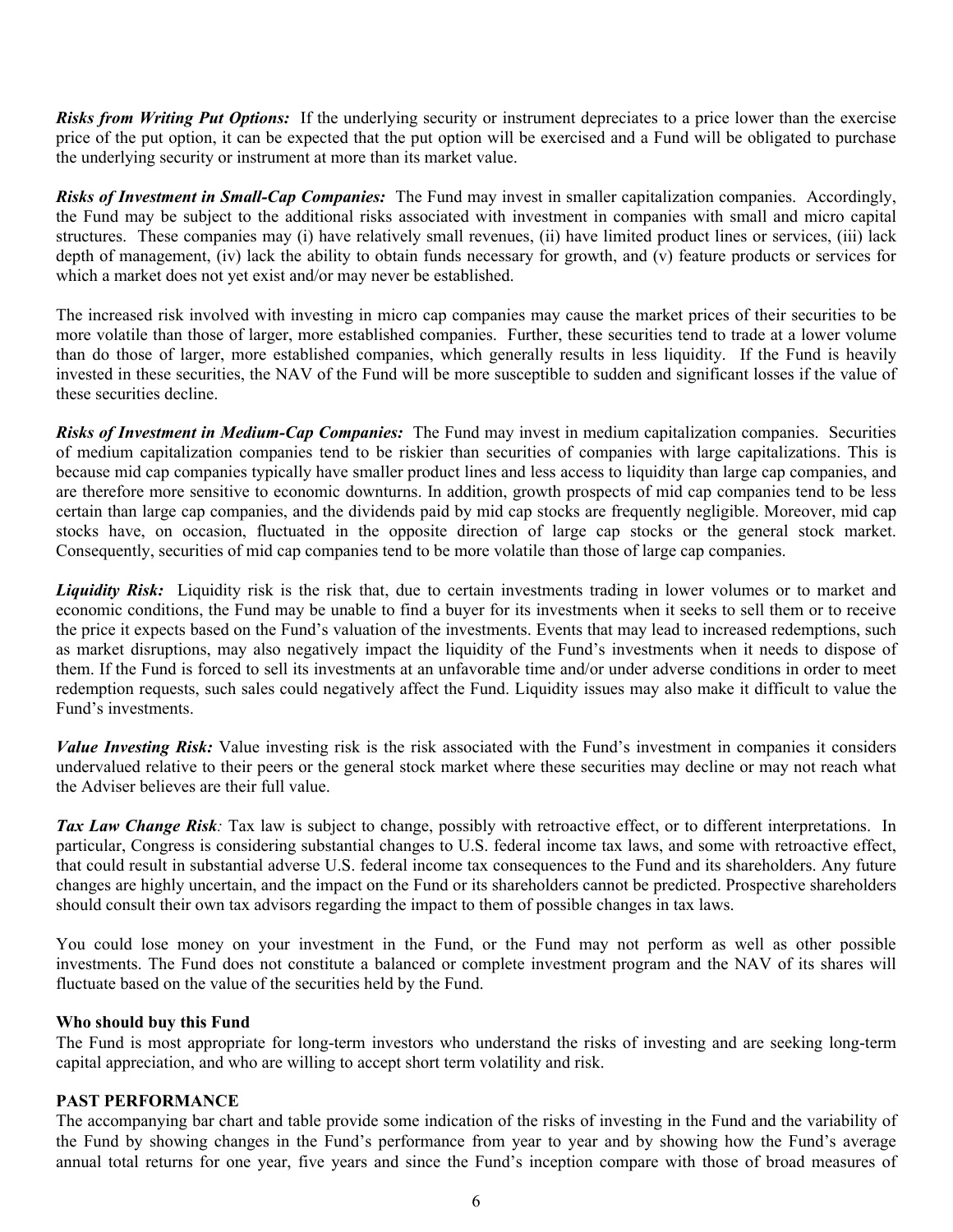***Risks from Writing Put Options:*** If the underlying security or instrument depreciates to a price lower than the exercise price of the put option, it can be expected that the put option will be exercised and a Fund will be obligated to purchase the underlying security or instrument at more than its market value.

***Risks of Investment in Small-Cap Companies:*** The Fund may invest in smaller capitalization companies. Accordingly, the Fund may be subject to the additional risks associated with investment in companies with small and micro capital structures. These companies may (i) have relatively small revenues, (ii) have limited product lines or services, (iii) lack depth of management, (iv) lack the ability to obtain funds necessary for growth, and (v) feature products or services for which a market does not yet exist and/or may never be established.

The increased risk involved with investing in micro cap companies may cause the market prices of their securities to be more volatile than those of larger, more established companies. Further, these securities tend to trade at a lower volume than do those of larger, more established companies, which generally results in less liquidity. If the Fund is heavily invested in these securities, the NAV of the Fund will be more susceptible to sudden and significant losses if the value of these securities decline.

***Risks of Investment in Medium-Cap Companies:*** The Fund may invest in medium capitalization companies. Securities of medium capitalization companies tend to be riskier than securities of companies with large capitalizations. This is because mid cap companies typically have smaller product lines and less access to liquidity than large cap companies, and are therefore more sensitive to economic downturns. In addition, growth prospects of mid cap companies tend to be less certain than large cap companies, and the dividends paid by mid cap stocks are frequently negligible. Moreover, mid cap stocks have, on occasion, fluctuated in the opposite direction of large cap stocks or the general stock market. Consequently, securities of mid cap companies tend to be more volatile than those of large cap companies.

***Liquidity Risk:*** Liquidity risk is the risk that, due to certain investments trading in lower volumes or to market and economic conditions, the Fund may be unable to find a buyer for its investments when it seeks to sell them or to receive the price it expects based on the Fund's valuation of the investments. Events that may lead to increased redemptions, such as market disruptions, may also negatively impact the liquidity of the Fund's investments when it needs to dispose of them. If the Fund is forced to sell its investments at an unfavorable time and/or under adverse conditions in order to meet redemption requests, such sales could negatively affect the Fund. Liquidity issues may also make it difficult to value the Fund's investments.

***Value Investing Risk:*** Value investing risk is the risk associated with the Fund's investment in companies it considers undervalued relative to their peers or the general stock market where these securities may decline or may not reach what the Adviser believes are their full value.

***Tax Law Change Risk:*** Tax law is subject to change, possibly with retroactive effect, or to different interpretations. In particular, Congress is considering substantial changes to U.S. federal income tax laws, and some with retroactive effect, that could result in substantial adverse U.S. federal income tax consequences to the Fund and its shareholders. Any future changes are highly uncertain, and the impact on the Fund or its shareholders cannot be predicted. Prospective shareholders should consult their own tax advisors regarding the impact to them of possible changes in tax laws.

You could lose money on your investment in the Fund, or the Fund may not perform as well as other possible investments. The Fund does not constitute a balanced or complete investment program and the NAV of its shares will fluctuate based on the value of the securities held by the Fund.

**Who should buy this Fund**

The Fund is most appropriate for long-term investors who understand the risks of investing and are seeking long-term capital appreciation, and who are willing to accept short term volatility and risk.

**PAST PERFORMANCE**

The accompanying bar chart and table provide some indication of the risks of investing in the Fund and the variability of the Fund by showing changes in the Fund's performance from year to year and by showing how the Fund's average annual total returns for one year, five years and since the Fund's inception compare with those of broad measures of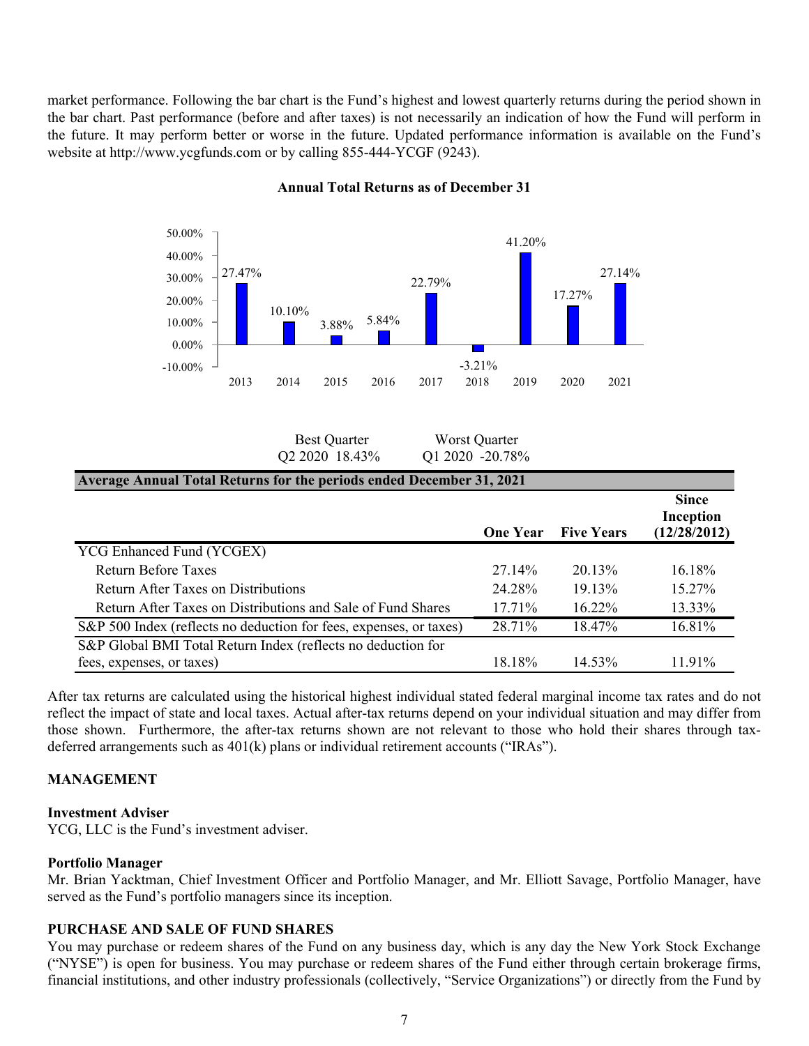market performance. Following the bar chart is the Fund's highest and lowest quarterly returns during the period shown in the bar chart. Past performance (before and after taxes) is not necessarily an indication of how the Fund will perform in the future. It may perform better or worse in the future. Updated performance information is available on the Fund's website at http://www.ycgfunds.com or by calling 855-444-YCGF (9243).

**Annual Total Returns as of December 31**

| Year | Return |
|---|---|
| 2013 | 27.47% |
| 2014 | 10.10% |
| 2015 | 3.88% |
| 2016 | 5.84% |
| 2017 | 22.79% |
| 2018 | -3.21% |
| 2019 | 41.20% |
| 2020 | 17.27% |
| 2021 | 27.14% |

| Best Quarter | Worst Quarter |
|---|---|
| Q2 2020 18.43% | Q1 2020 -20.78% |

**Average Annual Total Returns for the periods ended December 31, 2021**

| | One Year | Five Years | Since Inception (12/28/2012) |
|---|---|---|---|
| YCG Enhanced Fund (YCGEX) | | | |
| Return Before Taxes | 27.14% | 20.13% | 16.18% |
| Return After Taxes on Distributions | 24.28% | 19.13% | 15.27% |
| Return After Taxes on Distributions and Sale of Fund Shares | 17.71% | 16.22% | 13.33% |
| S&P 500 Index (reflects no deduction for fees, expenses, or taxes) | 28.71% | 18.47% | 16.81% |
| S&P Global BMI Total Return Index (reflects no deduction for fees, expenses, or taxes) | 18.18% | 14.53% | 11.91% |

After tax returns are calculated using the historical highest individual stated federal marginal income tax rates and do not reflect the impact of state and local taxes. Actual after-tax returns depend on your individual situation and may differ from those shown. Furthermore, the after-tax returns shown are not relevant to those who hold their shares through tax-deferred arrangements such as 401(k) plans or individual retirement accounts ("IRAs").

## MANAGEMENT

### Investment Adviser

YCG, LLC is the Fund's investment adviser.

### Portfolio Manager

Mr. Brian Yacktman, Chief Investment Officer and Portfolio Manager, and Mr. Elliott Savage, Portfolio Manager, have served as the Fund's portfolio managers since its inception.

## PURCHASE AND SALE OF FUND SHARES

You may purchase or redeem shares of the Fund on any business day, which is any day the New York Stock Exchange ("NYSE") is open for business. You may purchase or redeem shares of the Fund either through certain brokerage firms, financial institutions, and other industry professionals (collectively, "Service Organizations") or directly from the Fund by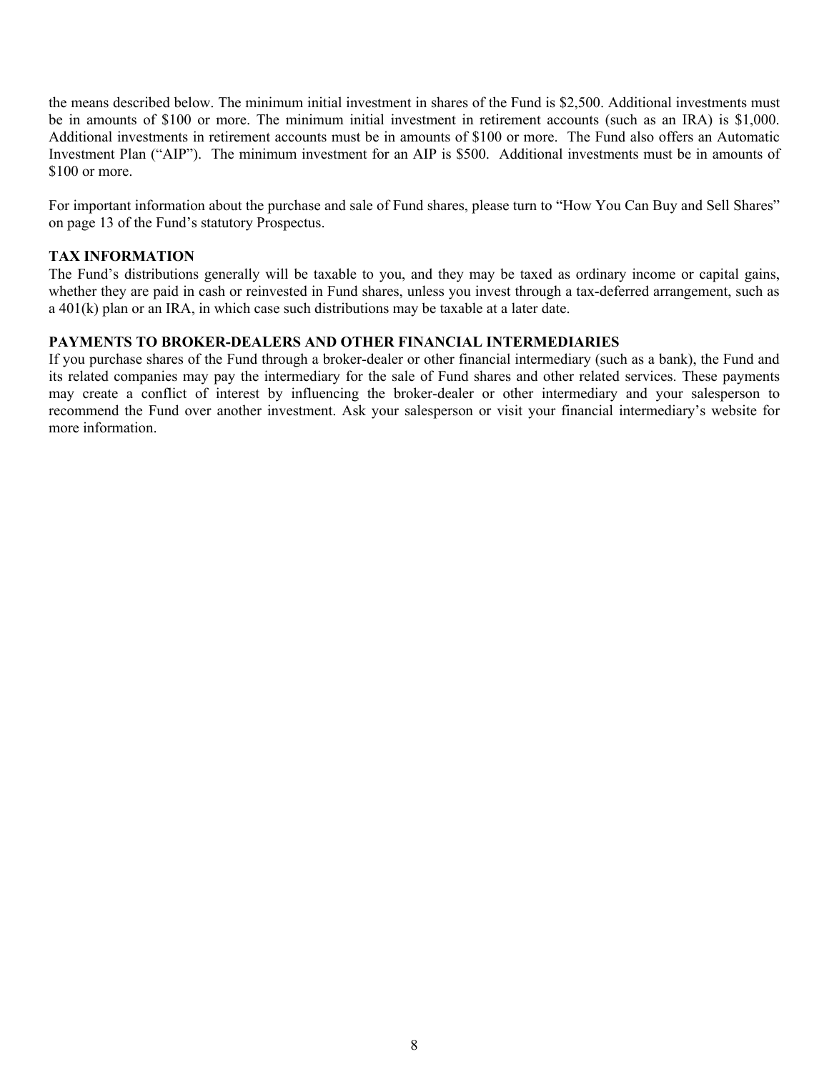the means described below. The minimum initial investment in shares of the Fund is $2,500. Additional investments must be in amounts of $100 or more. The minimum initial investment in retirement accounts (such as an IRA) is $1,000. Additional investments in retirement accounts must be in amounts of $100 or more. The Fund also offers an Automatic Investment Plan ("AIP"). The minimum investment for an AIP is $500. Additional investments must be in amounts of $100 or more.

For important information about the purchase and sale of Fund shares, please turn to "How You Can Buy and Sell Shares" on page 13 of the Fund's statutory Prospectus.

**TAX INFORMATION**

The Fund's distributions generally will be taxable to you, and they may be taxed as ordinary income or capital gains, whether they are paid in cash or reinvested in Fund shares, unless you invest through a tax-deferred arrangement, such as a 401(k) plan or an IRA, in which case such distributions may be taxable at a later date.

**PAYMENTS TO BROKER-DEALERS AND OTHER FINANCIAL INTERMEDIARIES**

If you purchase shares of the Fund through a broker-dealer or other financial intermediary (such as a bank), the Fund and its related companies may pay the intermediary for the sale of Fund shares and other related services. These payments may create a conflict of interest by influencing the broker-dealer or other intermediary and your salesperson to recommend the Fund over another investment. Ask your salesperson or visit your financial intermediary's website for more information.